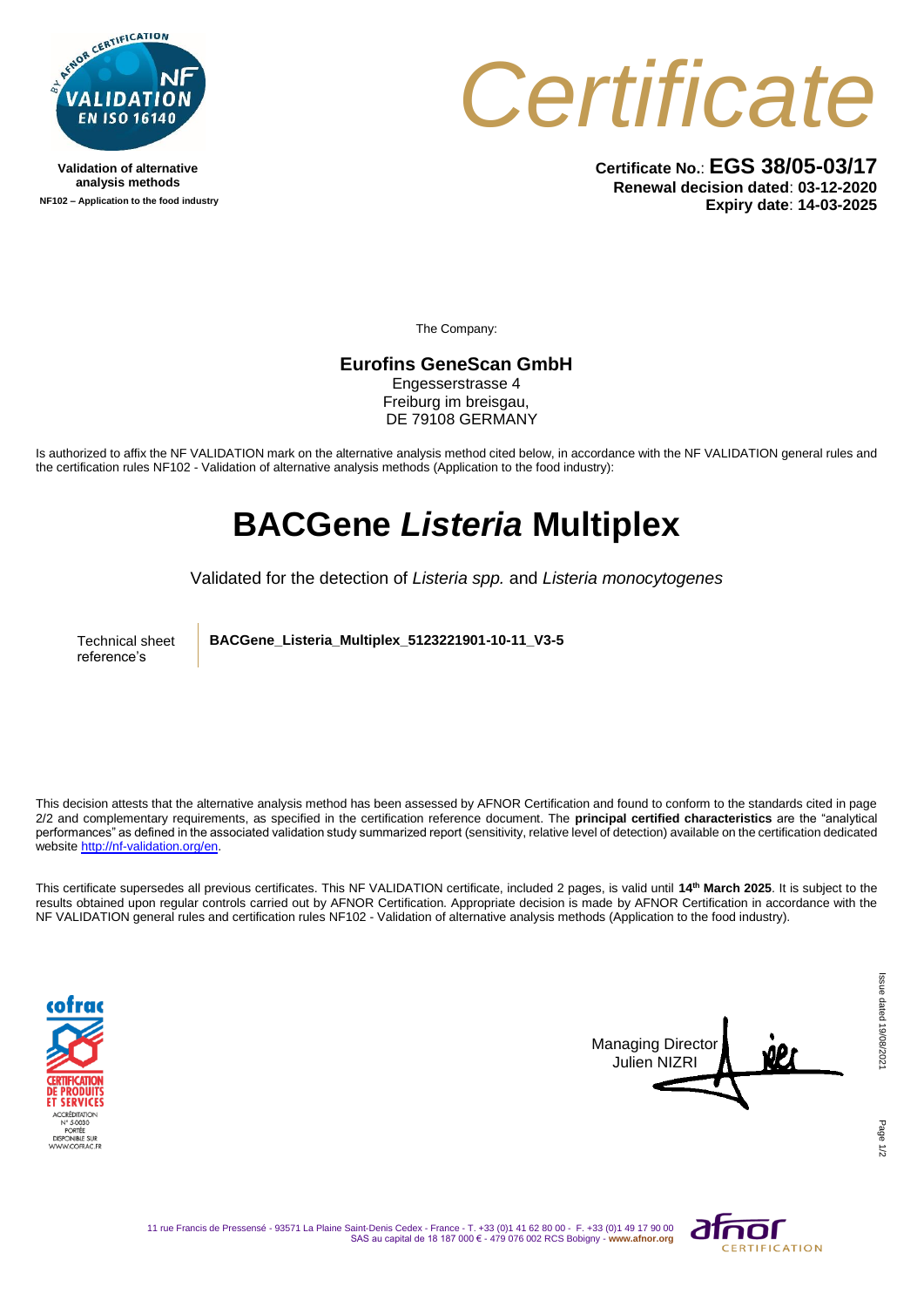Validation of alternative analysis methods

NF102 – Application to the food industry

# Certificate

**Certificate No.**: **EGS 38/05-03/17**
**Renewal decision dated**: **03-12-2020**
**Expiry date**: **14-03-2025**

The Company:

**Eurofins GeneScan GmbH**
Engesserstrasse 4
Freiburg im breisgau,
DE 79108 GERMANY

Is authorized to affix the NF VALIDATION mark on the alternative analysis method cited below, in accordance with the NF VALIDATION general rules and the certification rules NF102 - Validation of alternative analysis methods (Application to the food industry):

# BACGene *Listeria* Multiplex

Validated for the detection of *Listeria spp.* and *Listeria monocytogenes*

| Technical sheet reference's | **BACGene_Listeria_Multiplex_5123221901-10-11_V3-5** |
| --- | --- |

This decision attests that the alternative analysis method has been assessed by AFNOR Certification and found to conform to the standards cited in page 2/2 and complementary requirements, as specified in the certification reference document. The **principal certified characteristics** are the "analytical performances" as defined in the associated validation study summarized report (sensitivity, relative level of detection) available on the certification dedicated website http://nf-validation.org/en.

This certificate supersedes all previous certificates. This NF VALIDATION certificate, included 2 pages, is valid until **14th March 2025**. It is subject to the results obtained upon regular controls carried out by AFNOR Certification. Appropriate decision is made by AFNOR Certification in accordance with the NF VALIDATION general rules and certification rules NF102 - Validation of alternative analysis methods (Application to the food industry).

cofrac CERTIFICATION DE PRODUITS ET SERVICES ACCRÉDITATION N° 5-0030 PORTÉE DISPONIBLE SUR WWW.COFRAC.FR

Managing Director
Julien NIZRI

Issue dated 19/08/2021

11 rue Francis de Pressensé - 93571 La Plaine Saint-Denis Cedex - France - T. +33 (0)1 41 62 80 00 - F. +33 (0)1 49 17 90 00
SAS au capital de 18 187 000 € - 479 076 002 RCS Bobigny - www.afnor.org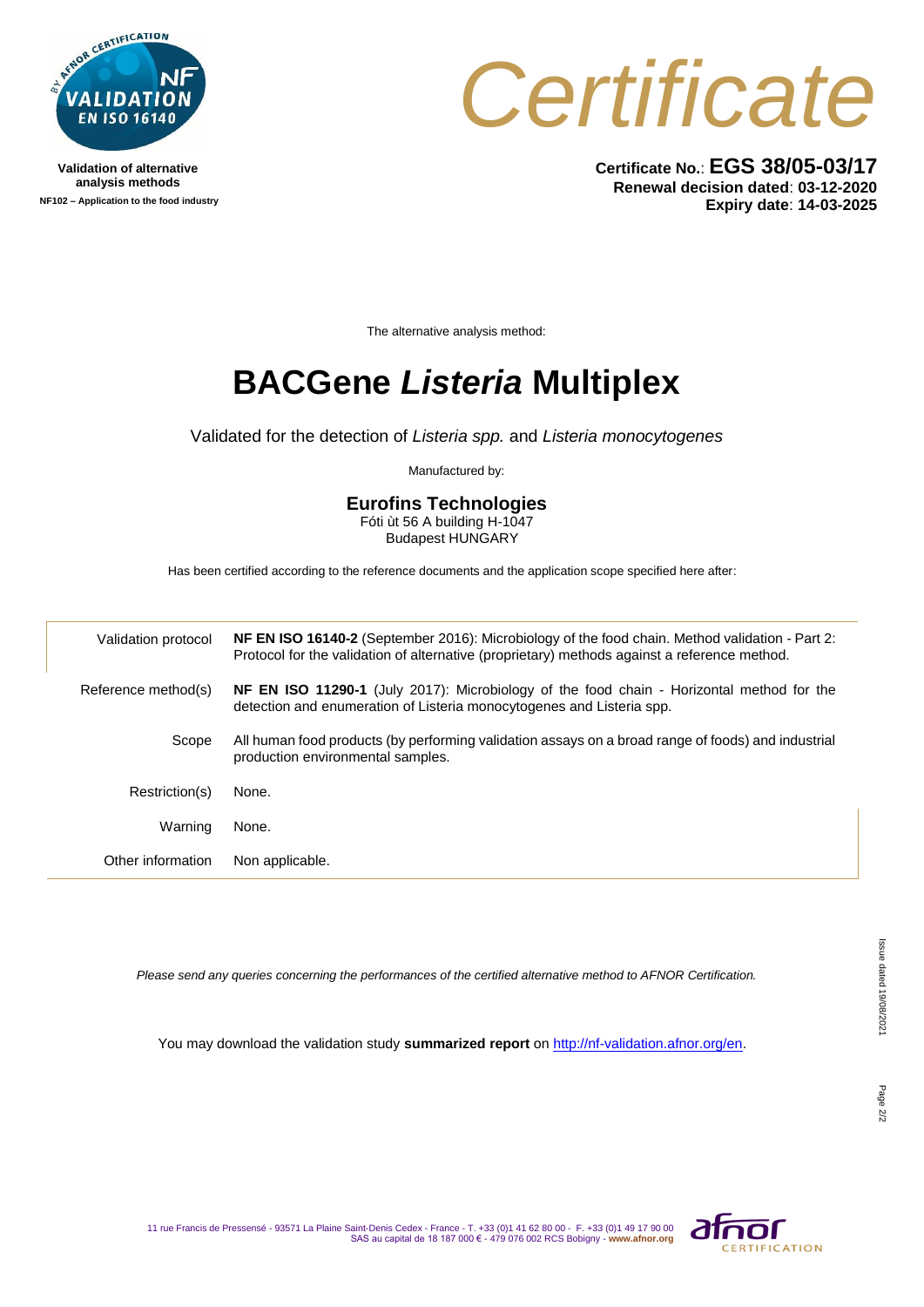Validation of alternative analysis methods

NF102 – Application to the food industry

# Certificate

**Certificate No.**: **EGS 38/05-03/17**
**Renewal decision dated**: **03-12-2020**
**Expiry date**: **14-03-2025**

The alternative analysis method:

# BACGene *Listeria* Multiplex

Validated for the detection of *Listeria spp.* and *Listeria monocytogenes*

Manufactured by:

**Eurofins Technologies**
Fóti ùt 56 A building H-1047
Budapest HUNGARY

Has been certified according to the reference documents and the application scope specified here after:

| | |
|---|---|
| Validation protocol | **NF EN ISO 16140-2** (September 2016): Microbiology of the food chain. Method validation - Part 2: Protocol for the validation of alternative (proprietary) methods against a reference method. |
| Reference method(s) | **NF EN ISO 11290-1** (July 2017): Microbiology of the food chain - Horizontal method for the detection and enumeration of Listeria monocytogenes and Listeria spp. |
| Scope | All human food products (by performing validation assays on a broad range of foods) and industrial production environmental samples. |
| Restriction(s) | None. |
| Warning | None. |
| Other information | Non applicable. |

*Please send any queries concerning the performances of the certified alternative method to AFNOR Certification.*

You may download the validation study **summarized report** on [http://nf-validation.afnor.org/en](http://nf-validation.afnor.org/en).

Issue dated 19/08/2021

11 rue Francis de Pressensé - 93571 La Plaine Saint-Denis Cedex - France - T. +33 (0)1 41 62 80 00 - F. +33 (0)1 49 17 90 00
SAS au capital de 18 187 000 € - 479 076 002 RCS Bobigny - **www.afnor.org**